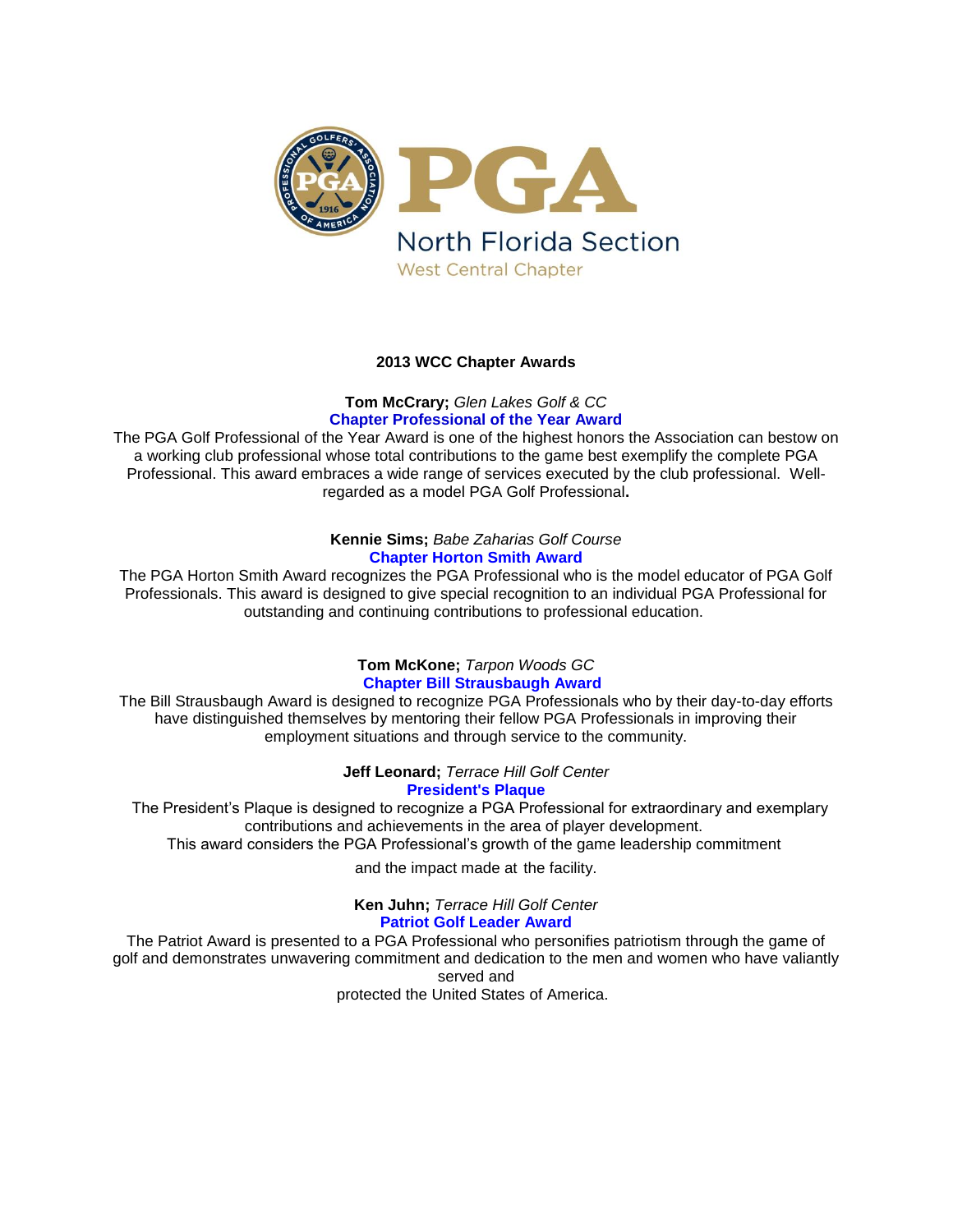PGA

North Florida Section

West Central Chapter

## 2013 WCC Chapter Awards

**Tom McCrary;** *Glen Lakes Golf & CC*

**Chapter Professional of the Year Award**

The PGA Golf Professional of the Year Award is one of the highest honors the Association can bestow on a working club professional whose total contributions to the game best exemplify the complete PGA Professional. This award embraces a wide range of services executed by the club professional. Well-regarded as a model PGA Golf Professional**.**

**Kennie Sims;** *Babe Zaharias Golf Course*

**Chapter Horton Smith Award**

The PGA Horton Smith Award recognizes the PGA Professional who is the model educator of PGA Golf Professionals. This award is designed to give special recognition to an individual PGA Professional for outstanding and continuing contributions to professional education.

**Tom McKone;** *Tarpon Woods GC*

**Chapter Bill Strausbaugh Award**

The Bill Strausbaugh Award is designed to recognize PGA Professionals who by their day-to-day efforts have distinguished themselves by mentoring their fellow PGA Professionals in improving their employment situations and through service to the community.

**Jeff Leonard;** *Terrace Hill Golf Center*

**President's Plaque**

The President's Plaque is designed to recognize a PGA Professional for extraordinary and exemplary contributions and achievements in the area of player development.
This award considers the PGA Professional's growth of the game leadership commitment and the impact made at the facility.

**Ken Juhn;** *Terrace Hill Golf Center*

**Patriot Golf Leader Award**

The Patriot Award is presented to a PGA Professional who personifies patriotism through the game of golf and demonstrates unwavering commitment and dedication to the men and women who have valiantly served and protected the United States of America.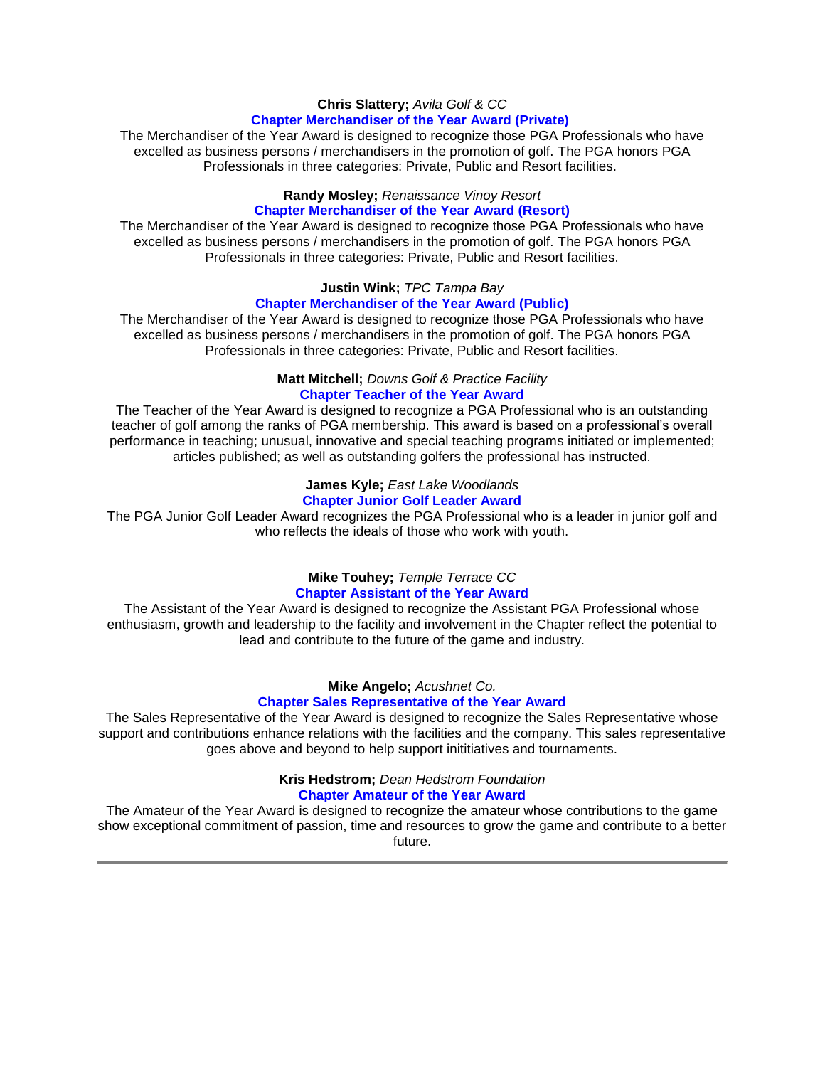**Chris Slattery;** *Avila Golf & CC*

**Chapter Merchandiser of the Year Award (Private)**

The Merchandiser of the Year Award is designed to recognize those PGA Professionals who have excelled as business persons / merchandisers in the promotion of golf. The PGA honors PGA Professionals in three categories: Private, Public and Resort facilities.

**Randy Mosley;** *Renaissance Vinoy Resort*

**Chapter Merchandiser of the Year Award (Resort)**

The Merchandiser of the Year Award is designed to recognize those PGA Professionals who have excelled as business persons / merchandisers in the promotion of golf. The PGA honors PGA Professionals in three categories: Private, Public and Resort facilities.

**Justin Wink;** *TPC Tampa Bay*

**Chapter Merchandiser of the Year Award (Public)**

The Merchandiser of the Year Award is designed to recognize those PGA Professionals who have excelled as business persons / merchandisers in the promotion of golf. The PGA honors PGA Professionals in three categories: Private, Public and Resort facilities.

**Matt Mitchell;** *Downs Golf & Practice Facility*

**Chapter Teacher of the Year Award**

The Teacher of the Year Award is designed to recognize a PGA Professional who is an outstanding teacher of golf among the ranks of PGA membership. This award is based on a professional's overall performance in teaching; unusual, innovative and special teaching programs initiated or implemented; articles published; as well as outstanding golfers the professional has instructed.

**James Kyle;** *East Lake Woodlands*

**Chapter Junior Golf Leader Award**

The PGA Junior Golf Leader Award recognizes the PGA Professional who is a leader in junior golf and who reflects the ideals of those who work with youth.

**Mike Touhey;** *Temple Terrace CC*

**Chapter Assistant of the Year Award**

The Assistant of the Year Award is designed to recognize the Assistant PGA Professional whose enthusiasm, growth and leadership to the facility and involvement in the Chapter reflect the potential to lead and contribute to the future of the game and industry.

**Mike Angelo;** *Acushnet Co.*

**Chapter Sales Representative of the Year Award**

The Sales Representative of the Year Award is designed to recognize the Sales Representative whose support and contributions enhance relations with the facilities and the company. This sales representative goes above and beyond to help support inititiatives and tournaments.

**Kris Hedstrom;** *Dean Hedstrom Foundation*

**Chapter Amateur of the Year Award**

The Amateur of the Year Award is designed to recognize the amateur whose contributions to the game show exceptional commitment of passion, time and resources to grow the game and contribute to a better future.

---